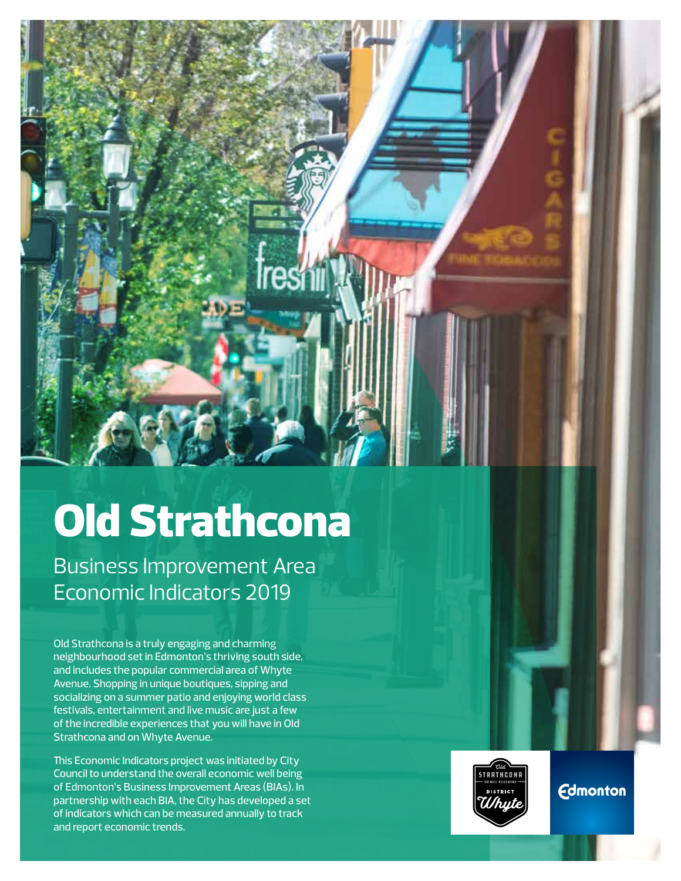# Old Strathcona

## Business Improvement Area Economic Indicators 2019

Old Strathcona is a truly engaging and charming neighbourhood set in Edmonton's thriving south side, and includes the popular commercial area of Whyte Avenue. Shopping in unique boutiques, sipping and socializing on a summer patio and enjoying world class festivals, entertainment and live music are just a few of the incredible experiences that you will have in Old Strathcona and on Whyte Avenue.

This Economic Indicators project was initiated by City Council to understand the overall economic well being of Edmonton's Business Improvement Areas (BIAs). In partnership with each BIA, the City has developed a set of indicators which can be measured annually to track and report economic trends.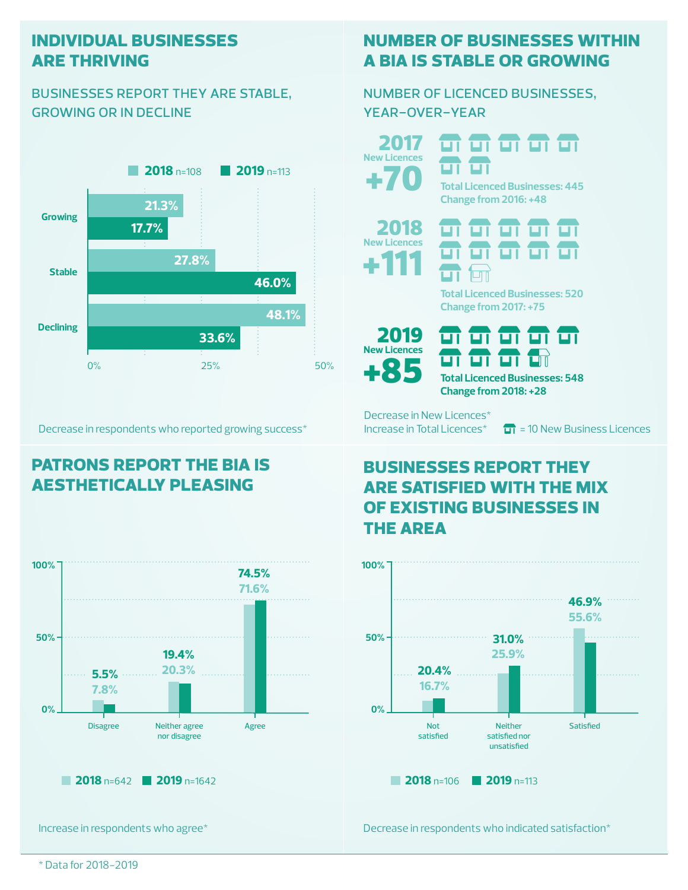## INDIVIDUAL BUSINESSES ARE THRIVING

BUSINESSES REPORT THEY ARE STABLE, GROWING OR IN DECLINE

| | 2018 n=108 | 2019 n=113 |
|---|---|---|
| Growing | 21.3% | 17.7% |
| Stable | 27.8% | 46.0% |
| Declining | 48.1% | 33.6% |

Decrease in respondents who reported growing success*

## NUMBER OF BUSINESSES WITHIN A BIA IS STABLE OR GROWING

NUMBER OF LICENCED BUSINESSES, YEAR-OVER-YEAR

**2017** New Licences **+70**
Total Licenced Businesses: 445
Change from 2016: +48

**2018** New Licences **+111**
Total Licenced Businesses: 520
Change from 2017: +75

**2019** New Licences **+85**
Total Licenced Businesses: 548
Change from 2018: +28

Decrease in New Licences*
Increase in Total Licences*

(icon) = 10 New Business Licences

## PATRONS REPORT THE BIA IS AESTHETICALLY PLEASING

| | 2018 n=642 | 2019 n=1642 |
|---|---|---|
| Disagree | 7.8% | 5.5% |
| Neither agree nor disagree | 20.3% | 19.4% |
| Agree | 71.6% | 74.5% |

Increase in respondents who agree*

## BUSINESSES REPORT THEY ARE SATISFIED WITH THE MIX OF EXISTING BUSINESSES IN THE AREA

| | 2018 n=106 | 2019 n=113 |
|---|---|---|
| Not satisfied | 16.7% | 20.4% |
| Neither satisfied nor unsatisfied | 25.9% | 31.0% |
| Satisfied | 55.6% | 46.9% |

Decrease in respondents who indicated satisfaction*

* Data for 2018–2019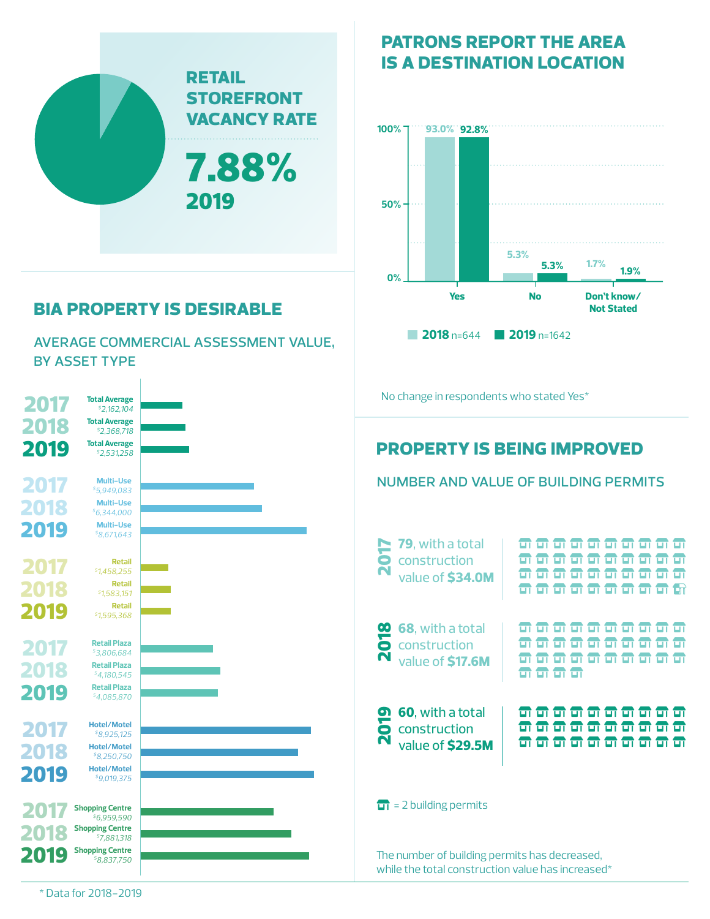## RETAIL STOREFRONT VACANCY RATE

**7.88%**
**2019**

## PATRONS REPORT THE AREA IS A DESTINATION LOCATION

| | 2018 n=644 | 2019 n=1642 |
|---|---|---|
| Yes | 93.0% | 92.8% |
| No | 5.3% | 5.3% |
| Don't know/ Not Stated | 1.7% | 1.9% |

No change in respondents who stated Yes*

## BIA PROPERTY IS DESIRABLE

### AVERAGE COMMERCIAL ASSESSMENT VALUE, BY ASSET TYPE

| Asset Type | 2017 | 2018 | 2019 |
|---|---|---|---|
| Total Average | $2,162,104 | $2,368,718 | $2,531,258 |
| Multi-Use | $5,949,083 | $6,344,000 | $8,671,643 |
| Retail | $1,458,255 | $1,583,151 | $1,595,368 |
| Retail Plaza | $3,806,684 | $4,180,545 | $4,085,870 |
| Hotel/Motel | $8,925,125 | $8,250,750 | $9,019,375 |
| Shopping Centre | $6,959,590 | $7,881,318 | $8,837,750 |

## PROPERTY IS BEING IMPROVED

### NUMBER AND VALUE OF BUILDING PERMITS

- **2017**: **79**, with a total construction value of **$34.0M**
- **2018**: **68**, with a total construction value of **$17.6M**
- **2019**: **60**, with a total construction value of **$29.5M**

= 2 building permits

The number of building permits has decreased, while the total construction value has increased*

\* Data for 2018–2019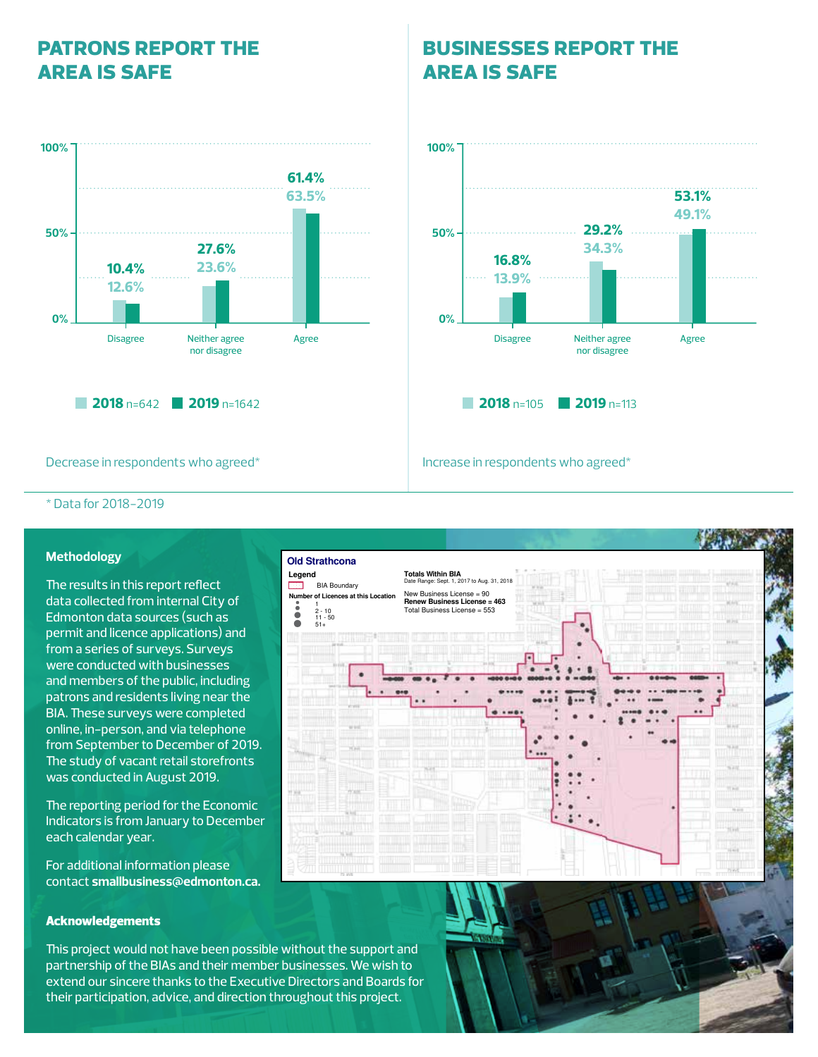## PATRONS REPORT THE AREA IS SAFE

100%
50%
0%

10.4%
12.6%
Disagree

27.6%
23.6%
Neither agree nor disagree

61.4%
63.5%
Agree

**2018** n=642 **2019** n=1642

Decrease in respondents who agreed*

## BUSINESSES REPORT THE AREA IS SAFE

100%
50%
0%

16.8%
13.9%
Disagree

29.2%
34.3%
Neither agree nor disagree

53.1%
49.1%
Agree

**2018** n=105 **2019** n=113

Increase in respondents who agreed*

\* Data for 2018-2019

### Methodology

The results in this report reflect data collected from internal City of Edmonton data sources (such as permit and licence applications) and from a series of surveys. Surveys were conducted with businesses and members of the public, including patrons and residents living near the BIA. These surveys were completed online, in-person, and via telephone from September to December of 2019. The study of vacant retail storefronts was conducted in August 2019.

The reporting period for the Economic Indicators is from January to December each calendar year.

For additional information please contact **smallbusiness@edmonton.ca.**

**Old Strathcona**

**Legend**

BIA Boundary

**Number of Licences at this Location**

1
2 - 10
11 - 50
51+

**Totals Within BIA**
Date Range: Sept. 1, 2017 to Aug. 31, 2018

New Business License = 90
**Renew Business License = 463**
Total Business License = 553

### Acknowledgements

This project would not have been possible without the support and partnership of the BIAs and their member businesses. We wish to extend our sincere thanks to the Executive Directors and Boards for their participation, advice, and direction throughout this project.